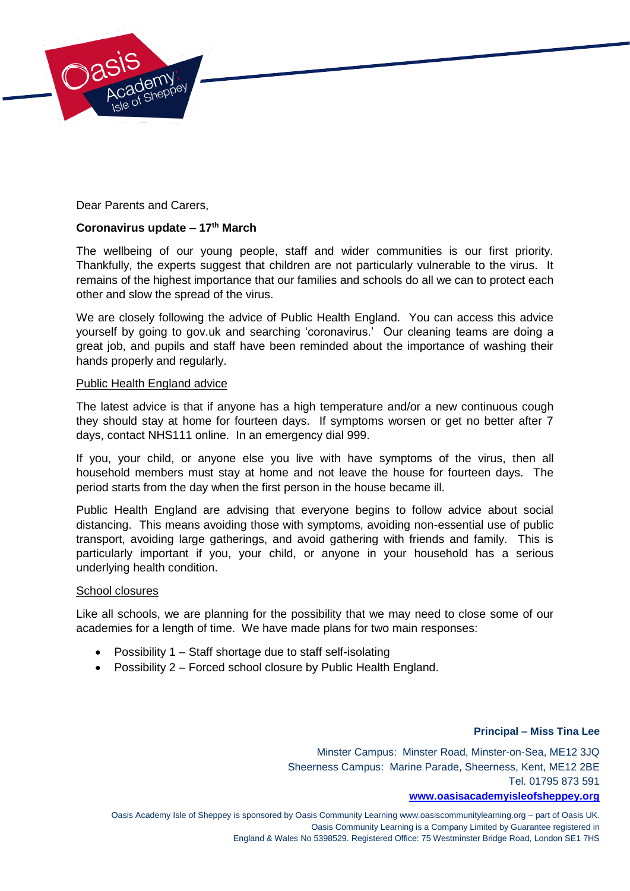Dear Parents and Carers,

**Coronavirus update – 17th March**

The wellbeing of our young people, staff and wider communities is our first priority. Thankfully, the experts suggest that children are not particularly vulnerable to the virus. It remains of the highest importance that our families and schools do all we can to protect each other and slow the spread of the virus.

We are closely following the advice of Public Health England. You can access this advice yourself by going to gov.uk and searching 'coronavirus.' Our cleaning teams are doing a great job, and pupils and staff have been reminded about the importance of washing their hands properly and regularly.

<u>Public Health England advice</u>

The latest advice is that if anyone has a high temperature and/or a new continuous cough they should stay at home for fourteen days. If symptoms worsen or get no better after 7 days, contact NHS111 online. In an emergency dial 999.

If you, your child, or anyone else you live with have symptoms of the virus, then all household members must stay at home and not leave the house for fourteen days. The period starts from the day when the first person in the house became ill.

Public Health England are advising that everyone begins to follow advice about social distancing. This means avoiding those with symptoms, avoiding non-essential use of public transport, avoiding large gatherings, and avoid gathering with friends and family. This is particularly important if you, your child, or anyone in your household has a serious underlying health condition.

<u>School closures</u>

Like all schools, we are planning for the possibility that we may need to close some of our academies for a length of time. We have made plans for two main responses:

- Possibility 1 – Staff shortage due to staff self-isolating
- Possibility 2 – Forced school closure by Public Health England.

**Principal – Miss Tina Lee**

Minster Campus: Minster Road, Minster-on-Sea, ME12 3JQ
Sheerness Campus: Marine Parade, Sheerness, Kent, ME12 2BE
Tel. 01795 873 591
**www.oasisacademyisleofsheppey.org**

Oasis Academy Isle of Sheppey is sponsored by Oasis Community Learning www.oasiscommunitylearning.org – part of Oasis UK. Oasis Community Learning is a Company Limited by Guarantee registered in England & Wales No 5398529. Registered Office: 75 Westminster Bridge Road, London SE1 7HS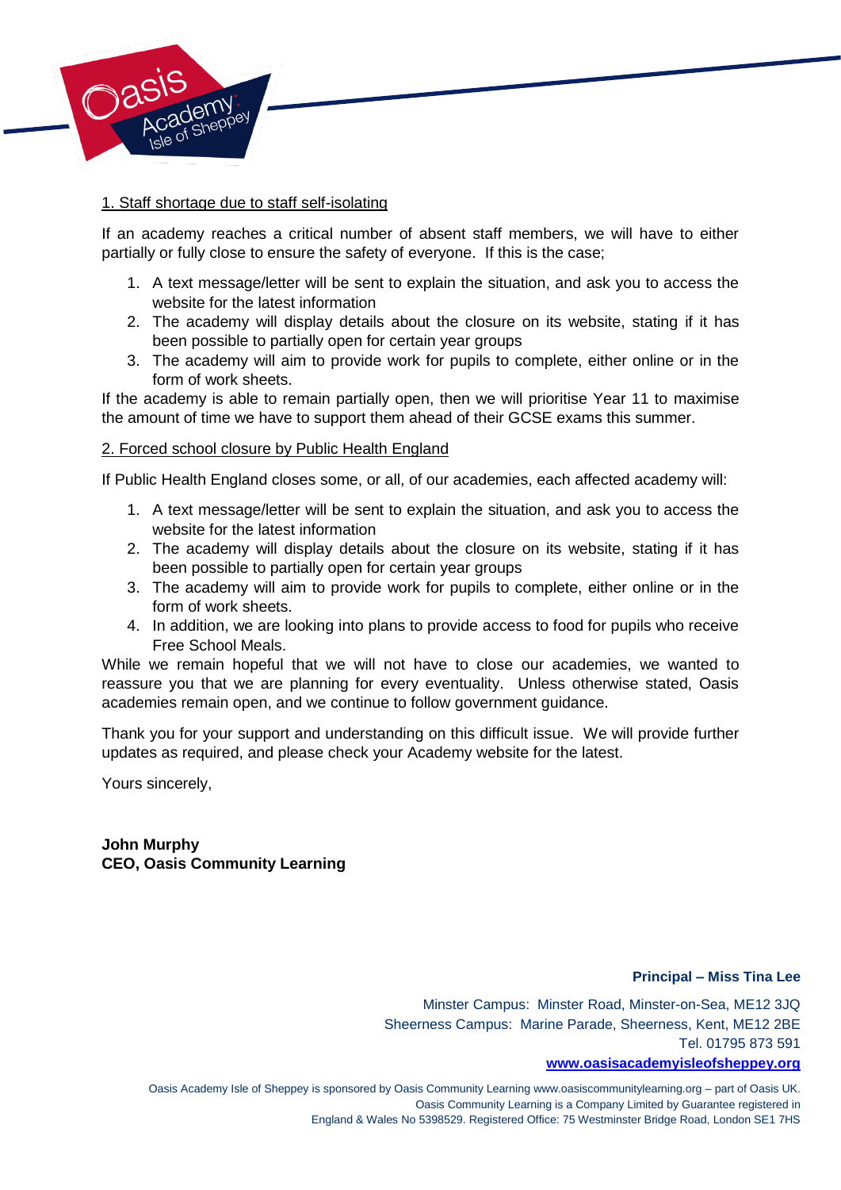1. Staff shortage due to staff self-isolating

If an academy reaches a critical number of absent staff members, we will have to either partially or fully close to ensure the safety of everyone. If this is the case;

1. A text message/letter will be sent to explain the situation, and ask you to access the website for the latest information
2. The academy will display details about the closure on its website, stating if it has been possible to partially open for certain year groups
3. The academy will aim to provide work for pupils to complete, either online or in the form of work sheets.

If the academy is able to remain partially open, then we will prioritise Year 11 to maximise the amount of time we have to support them ahead of their GCSE exams this summer.

2. Forced school closure by Public Health England

If Public Health England closes some, or all, of our academies, each affected academy will:

1. A text message/letter will be sent to explain the situation, and ask you to access the website for the latest information
2. The academy will display details about the closure on its website, stating if it has been possible to partially open for certain year groups
3. The academy will aim to provide work for pupils to complete, either online or in the form of work sheets.
4. In addition, we are looking into plans to provide access to food for pupils who receive Free School Meals.

While we remain hopeful that we will not have to close our academies, we wanted to reassure you that we are planning for every eventuality. Unless otherwise stated, Oasis academies remain open, and we continue to follow government guidance.

Thank you for your support and understanding on this difficult issue. We will provide further updates as required, and please check your Academy website for the latest.

Yours sincerely,

**John Murphy**
**CEO, Oasis Community Learning**

**Principal – Miss Tina Lee**

Minster Campus: Minster Road, Minster-on-Sea, ME12 3JQ
Sheerness Campus: Marine Parade, Sheerness, Kent, ME12 2BE
Tel. 01795 873 591
**www.oasisacademyisleofsheppey.org**

Oasis Academy Isle of Sheppey is sponsored by Oasis Community Learning www.oasiscommunitylearning.org – part of Oasis UK. Oasis Community Learning is a Company Limited by Guarantee registered in England & Wales No 5398529. Registered Office: 75 Westminster Bridge Road, London SE1 7HS